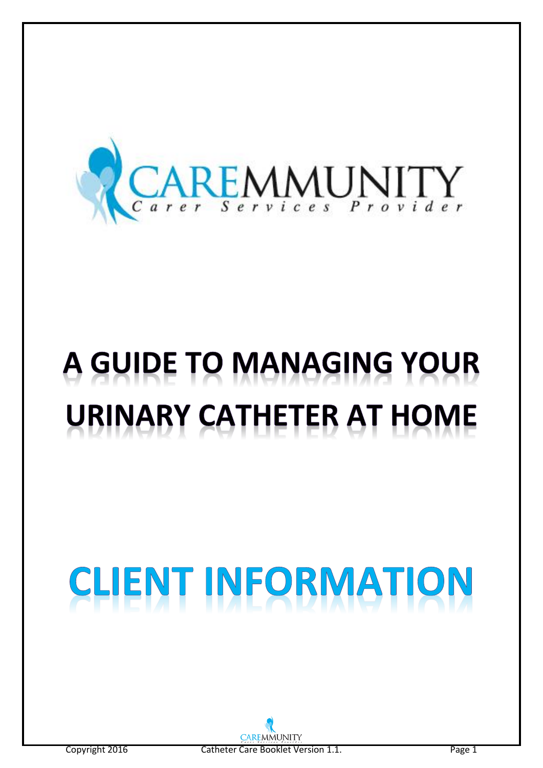CAREMMUNITY

Carer Services Provider

# A GUIDE TO MANAGING YOUR URINARY CATHETER AT HOME

# CLIENT INFORMATION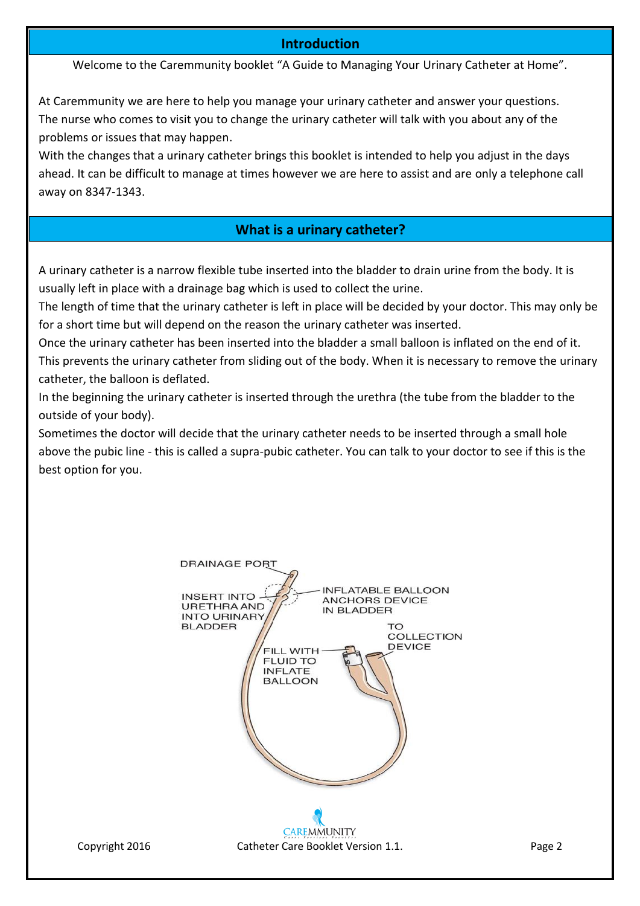## Introduction

Welcome to the Caremmunity booklet "A Guide to Managing Your Urinary Catheter at Home".

At Caremmunity we are here to help you manage your urinary catheter and answer your questions. The nurse who comes to visit you to change the urinary catheter will talk with you about any of the problems or issues that may happen.

With the changes that a urinary catheter brings this booklet is intended to help you adjust in the days ahead. It can be difficult to manage at times however we are here to assist and are only a telephone call away on 8347-1343.

## What is a urinary catheter?

A urinary catheter is a narrow flexible tube inserted into the bladder to drain urine from the body. It is usually left in place with a drainage bag which is used to collect the urine.

The length of time that the urinary catheter is left in place will be decided by your doctor. This may only be for a short time but will depend on the reason the urinary catheter was inserted.

Once the urinary catheter has been inserted into the bladder a small balloon is inflated on the end of it. This prevents the urinary catheter from sliding out of the body. When it is necessary to remove the urinary catheter, the balloon is deflated.

In the beginning the urinary catheter is inserted through the urethra (the tube from the bladder to the outside of your body).

Sometimes the doctor will decide that the urinary catheter needs to be inserted through a small hole above the pubic line - this is called a supra-pubic catheter. You can talk to your doctor to see if this is the best option for you.

DRAINAGE PORT

INSERT INTO URETHRA AND INTO URINARY BLADDER

INFLATABLE BALLOON ANCHORS DEVICE IN BLADDER

TO COLLECTION DEVICE

FILL WITH FLUID TO INFLATE BALLOON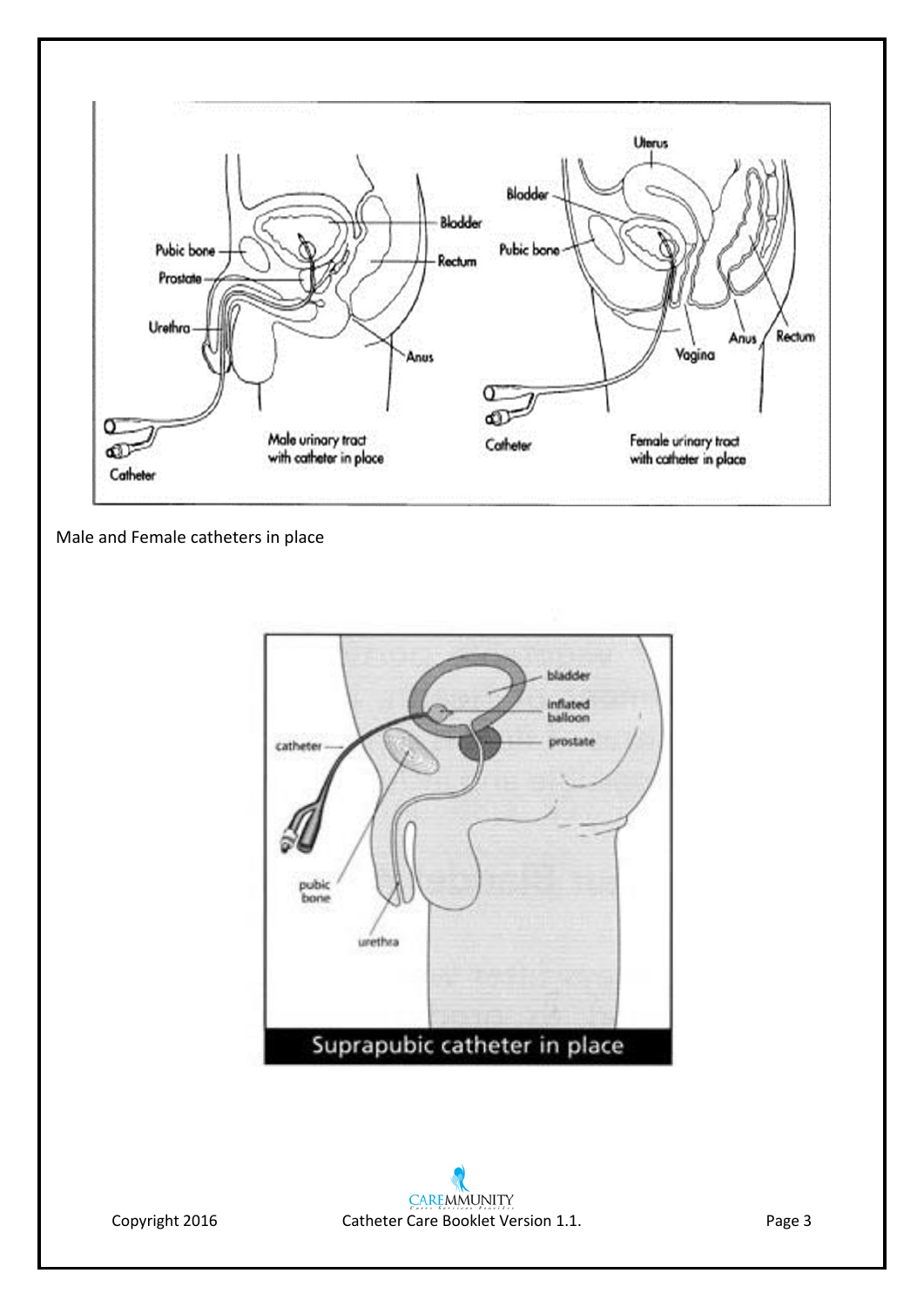Male and Female catheters in place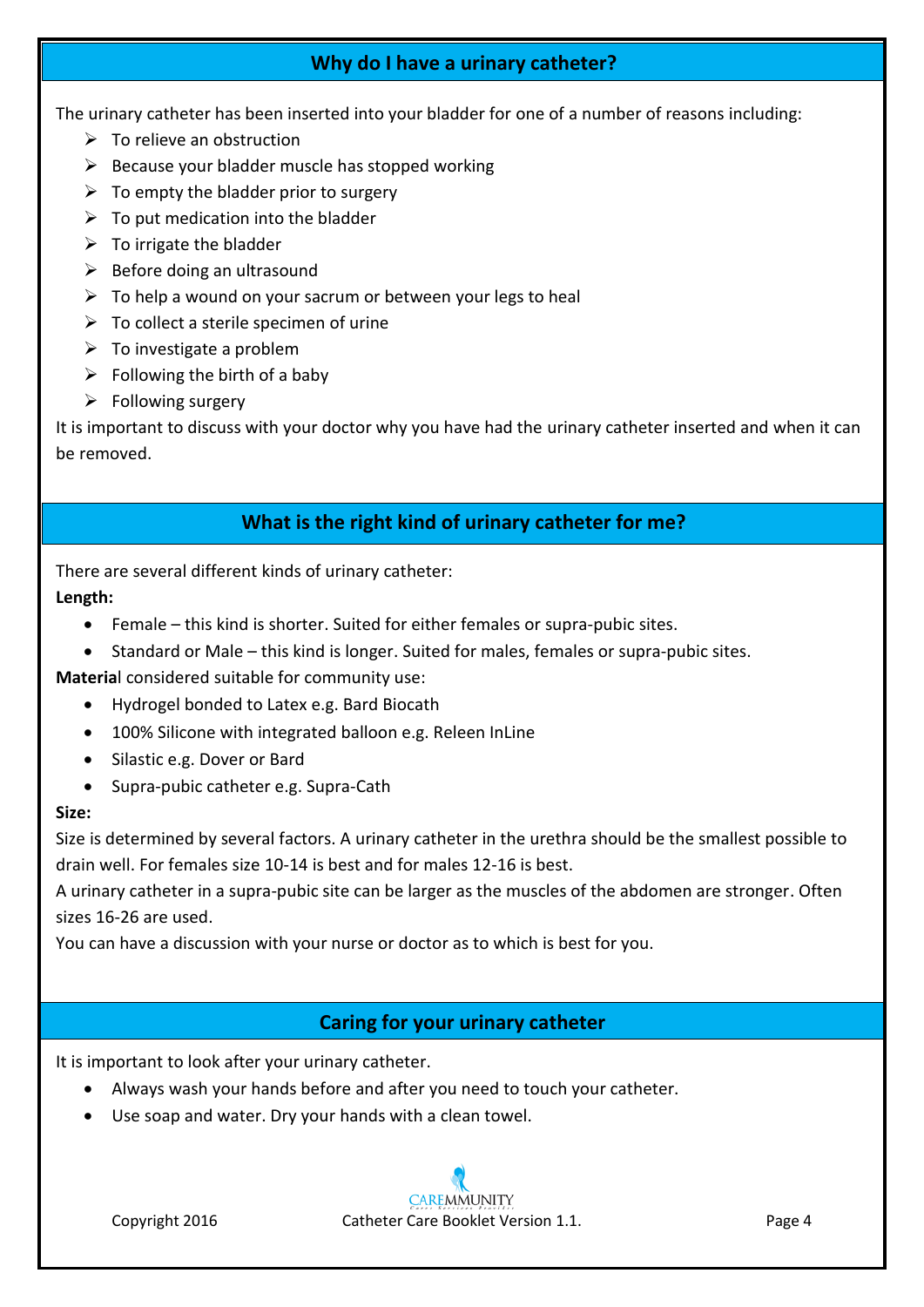## Why do I have a urinary catheter?

The urinary catheter has been inserted into your bladder for one of a number of reasons including:

- To relieve an obstruction
- Because your bladder muscle has stopped working
- To empty the bladder prior to surgery
- To put medication into the bladder
- To irrigate the bladder
- Before doing an ultrasound
- To help a wound on your sacrum or between your legs to heal
- To collect a sterile specimen of urine
- To investigate a problem
- Following the birth of a baby
- Following surgery

It is important to discuss with your doctor why you have had the urinary catheter inserted and when it can be removed.

## What is the right kind of urinary catheter for me?

There are several different kinds of urinary catheter:

**Length:**

- Female – this kind is shorter. Suited for either females or supra-pubic sites.
- Standard or Male – this kind is longer. Suited for males, females or supra-pubic sites.

**Materia**l considered suitable for community use:

- Hydrogel bonded to Latex e.g. Bard Biocath
- 100% Silicone with integrated balloon e.g. Releen InLine
- Silastic e.g. Dover or Bard
- Supra-pubic catheter e.g. Supra-Cath

**Size:**

Size is determined by several factors. A urinary catheter in the urethra should be the smallest possible to drain well. For females size 10-14 is best and for males 12-16 is best.

A urinary catheter in a supra-pubic site can be larger as the muscles of the abdomen are stronger. Often sizes 16-26 are used.

You can have a discussion with your nurse or doctor as to which is best for you.

## Caring for your urinary catheter

It is important to look after your urinary catheter.

- Always wash your hands before and after you need to touch your catheter.
- Use soap and water. Dry your hands with a clean towel.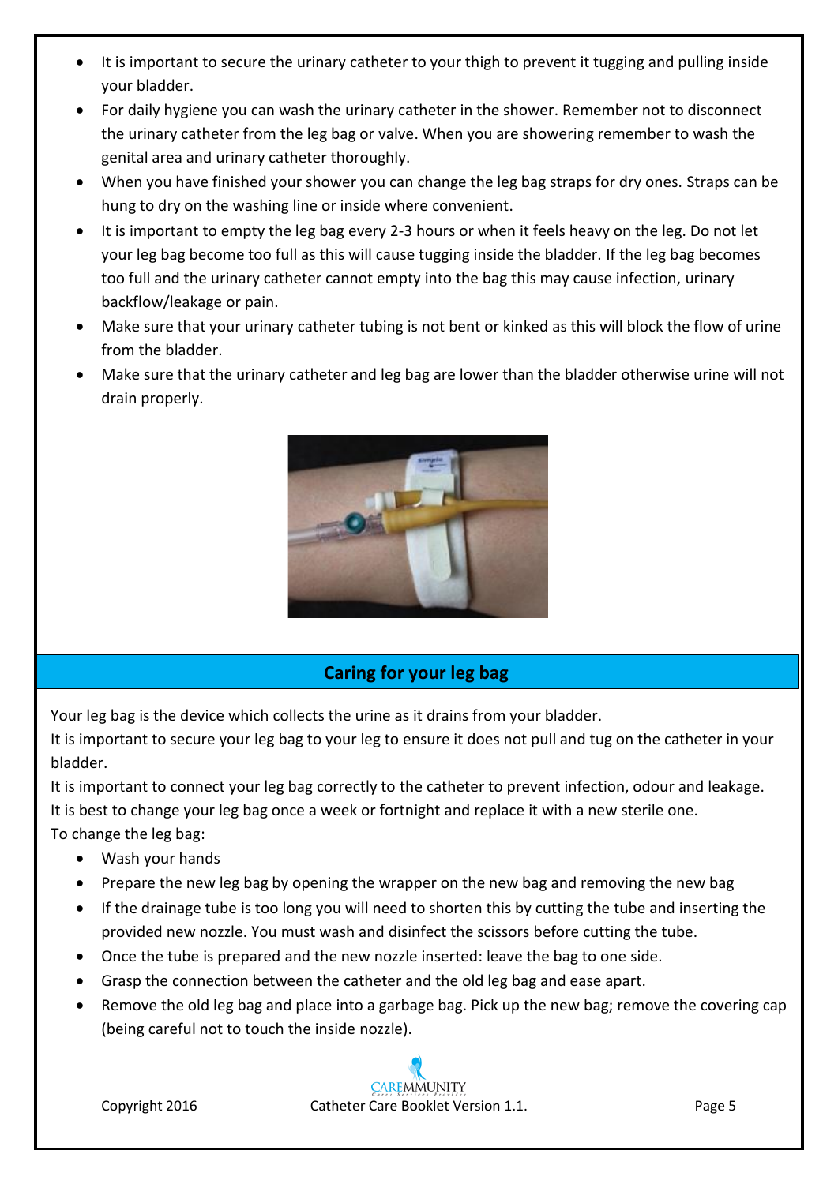- It is important to secure the urinary catheter to your thigh to prevent it tugging and pulling inside your bladder.
- For daily hygiene you can wash the urinary catheter in the shower. Remember not to disconnect the urinary catheter from the leg bag or valve. When you are showering remember to wash the genital area and urinary catheter thoroughly.
- When you have finished your shower you can change the leg bag straps for dry ones. Straps can be hung to dry on the washing line or inside where convenient.
- It is important to empty the leg bag every 2-3 hours or when it feels heavy on the leg. Do not let your leg bag become too full as this will cause tugging inside the bladder. If the leg bag becomes too full and the urinary catheter cannot empty into the bag this may cause infection, urinary backflow/leakage or pain.
- Make sure that your urinary catheter tubing is not bent or kinked as this will block the flow of urine from the bladder.
- Make sure that the urinary catheter and leg bag are lower than the bladder otherwise urine will not drain properly.

## Caring for your leg bag

Your leg bag is the device which collects the urine as it drains from your bladder.
It is important to secure your leg bag to your leg to ensure it does not pull and tug on the catheter in your bladder.
It is important to connect your leg bag correctly to the catheter to prevent infection, odour and leakage.
It is best to change your leg bag once a week or fortnight and replace it with a new sterile one.
To change the leg bag:

- Wash your hands
- Prepare the new leg bag by opening the wrapper on the new bag and removing the new bag
- If the drainage tube is too long you will need to shorten this by cutting the tube and inserting the provided new nozzle. You must wash and disinfect the scissors before cutting the tube.
- Once the tube is prepared and the new nozzle inserted: leave the bag to one side.
- Grasp the connection between the catheter and the old leg bag and ease apart.
- Remove the old leg bag and place into a garbage bag. Pick up the new bag; remove the covering cap (being careful not to touch the inside nozzle).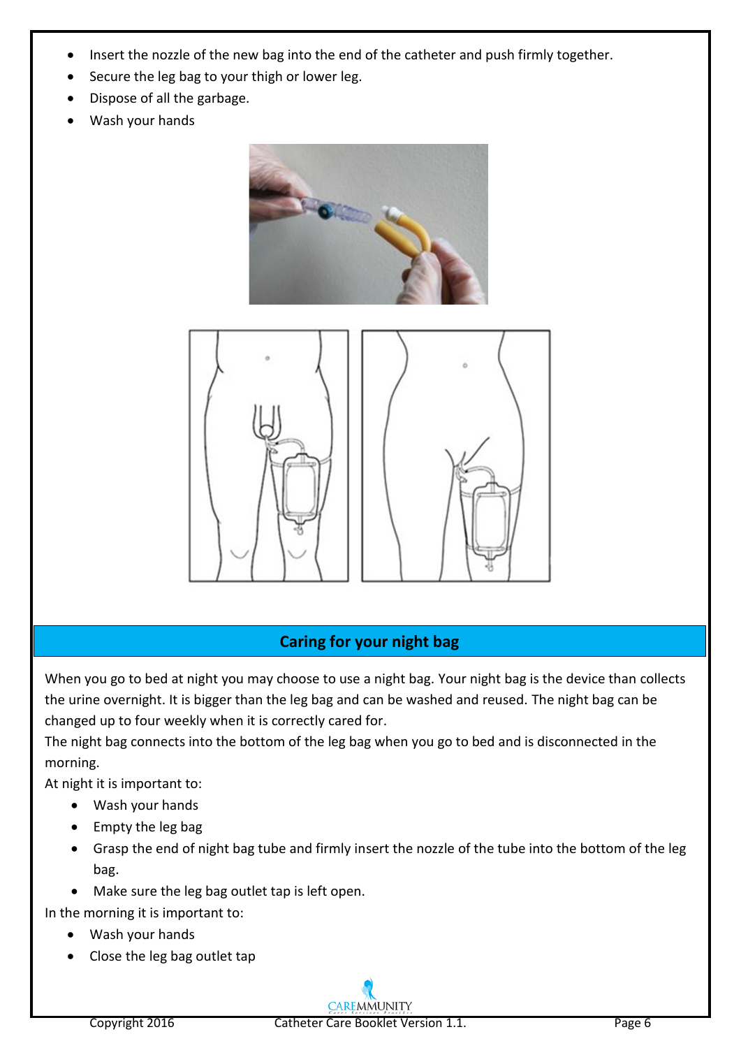- Insert the nozzle of the new bag into the end of the catheter and push firmly together.
- Secure the leg bag to your thigh or lower leg.
- Dispose of all the garbage.
- Wash your hands

## Caring for your night bag

When you go to bed at night you may choose to use a night bag. Your night bag is the device than collects the urine overnight. It is bigger than the leg bag and can be washed and reused. The night bag can be changed up to four weekly when it is correctly cared for.

The night bag connects into the bottom of the leg bag when you go to bed and is disconnected in the morning.

At night it is important to:

- Wash your hands
- Empty the leg bag
- Grasp the end of night bag tube and firmly insert the nozzle of the tube into the bottom of the leg bag.
- Make sure the leg bag outlet tap is left open.

In the morning it is important to:

- Wash your hands
- Close the leg bag outlet tap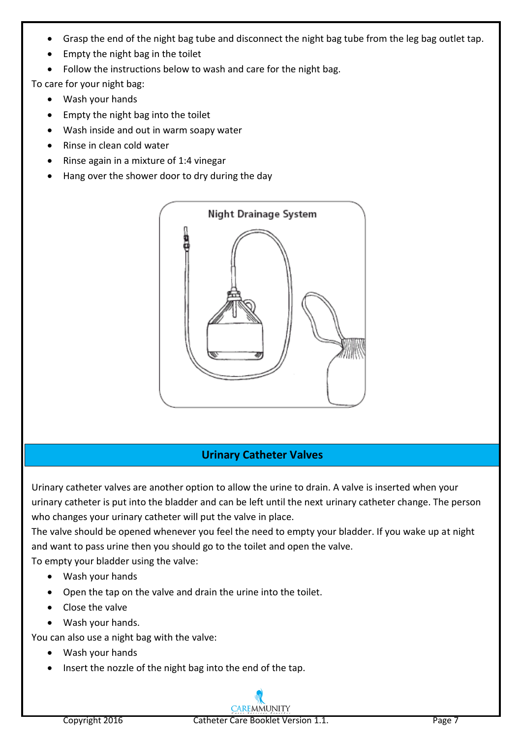- Grasp the end of the night bag tube and disconnect the night bag tube from the leg bag outlet tap.
- Empty the night bag in the toilet
- Follow the instructions below to wash and care for the night bag.

To care for your night bag:

- Wash your hands
- Empty the night bag into the toilet
- Wash inside and out in warm soapy water
- Rinse in clean cold water
- Rinse again in a mixture of 1:4 vinegar
- Hang over the shower door to dry during the day

Night Drainage System

## Urinary Catheter Valves

Urinary catheter valves are another option to allow the urine to drain. A valve is inserted when your urinary catheter is put into the bladder and can be left until the next urinary catheter change. The person who changes your urinary catheter will put the valve in place.

The valve should be opened whenever you feel the need to empty your bladder. If you wake up at night and want to pass urine then you should go to the toilet and open the valve.

To empty your bladder using the valve:

- Wash your hands
- Open the tap on the valve and drain the urine into the toilet.
- Close the valve
- Wash your hands.

You can also use a night bag with the valve:

- Wash your hands
- Insert the nozzle of the night bag into the end of the tap.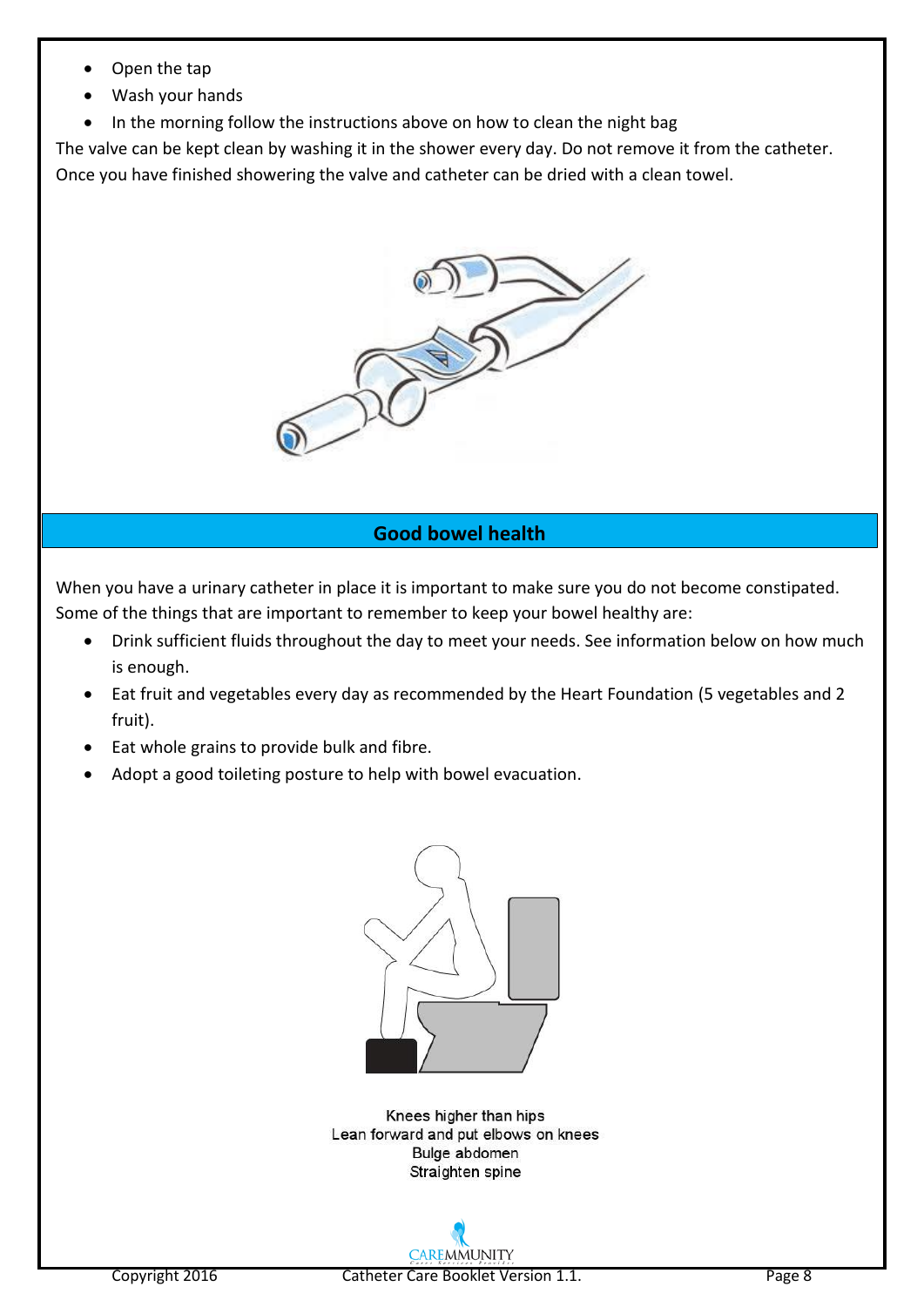- Open the tap
- Wash your hands
- In the morning follow the instructions above on how to clean the night bag

The valve can be kept clean by washing it in the shower every day. Do not remove it from the catheter. Once you have finished showering the valve and catheter can be dried with a clean towel.

## Good bowel health

When you have a urinary catheter in place it is important to make sure you do not become constipated. Some of the things that are important to remember to keep your bowel healthy are:

- Drink sufficient fluids throughout the day to meet your needs. See information below on how much is enough.
- Eat fruit and vegetables every day as recommended by the Heart Foundation (5 vegetables and 2 fruit).
- Eat whole grains to provide bulk and fibre.
- Adopt a good toileting posture to help with bowel evacuation.

Knees higher than hips
Lean forward and put elbows on knees
Bulge abdomen
Straighten spine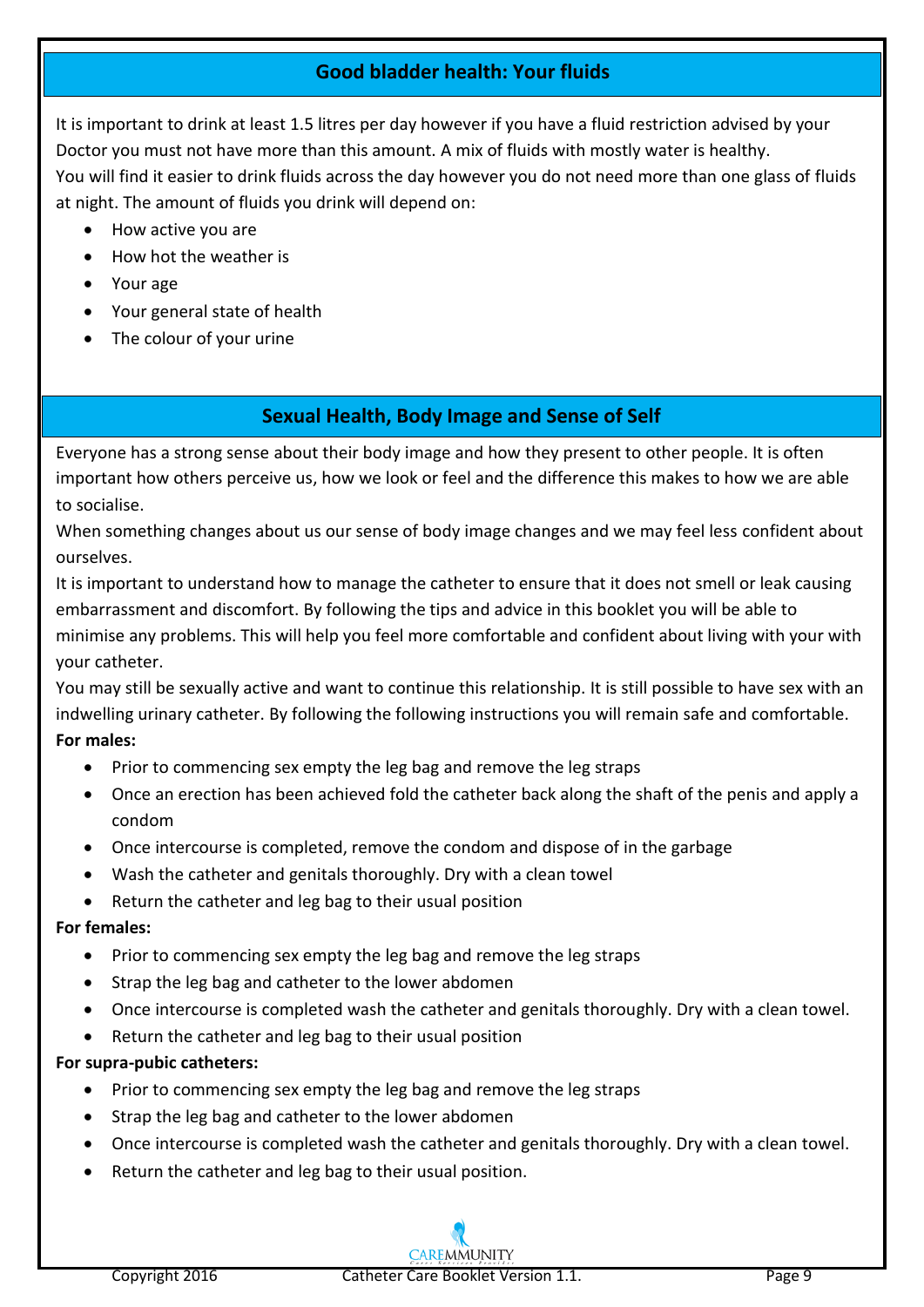## Good bladder health: Your fluids

It is important to drink at least 1.5 litres per day however if you have a fluid restriction advised by your Doctor you must not have more than this amount. A mix of fluids with mostly water is healthy.
You will find it easier to drink fluids across the day however you do not need more than one glass of fluids at night. The amount of fluids you drink will depend on:

- How active you are
- How hot the weather is
- Your age
- Your general state of health
- The colour of your urine

## Sexual Health, Body Image and Sense of Self

Everyone has a strong sense about their body image and how they present to other people. It is often important how others perceive us, how we look or feel and the difference this makes to how we are able to socialise.
When something changes about us our sense of body image changes and we may feel less confident about ourselves.
It is important to understand how to manage the catheter to ensure that it does not smell or leak causing embarrassment and discomfort. By following the tips and advice in this booklet you will be able to minimise any problems. This will help you feel more comfortable and confident about living with your with your catheter.
You may still be sexually active and want to continue this relationship. It is still possible to have sex with an indwelling urinary catheter. By following the following instructions you will remain safe and comfortable.

**For males:**

- Prior to commencing sex empty the leg bag and remove the leg straps
- Once an erection has been achieved fold the catheter back along the shaft of the penis and apply a condom
- Once intercourse is completed, remove the condom and dispose of in the garbage
- Wash the catheter and genitals thoroughly. Dry with a clean towel
- Return the catheter and leg bag to their usual position

**For females:**

- Prior to commencing sex empty the leg bag and remove the leg straps
- Strap the leg bag and catheter to the lower abdomen
- Once intercourse is completed wash the catheter and genitals thoroughly. Dry with a clean towel.
- Return the catheter and leg bag to their usual position

**For supra-pubic catheters:**

- Prior to commencing sex empty the leg bag and remove the leg straps
- Strap the leg bag and catheter to the lower abdomen
- Once intercourse is completed wash the catheter and genitals thoroughly. Dry with a clean towel.
- Return the catheter and leg bag to their usual position.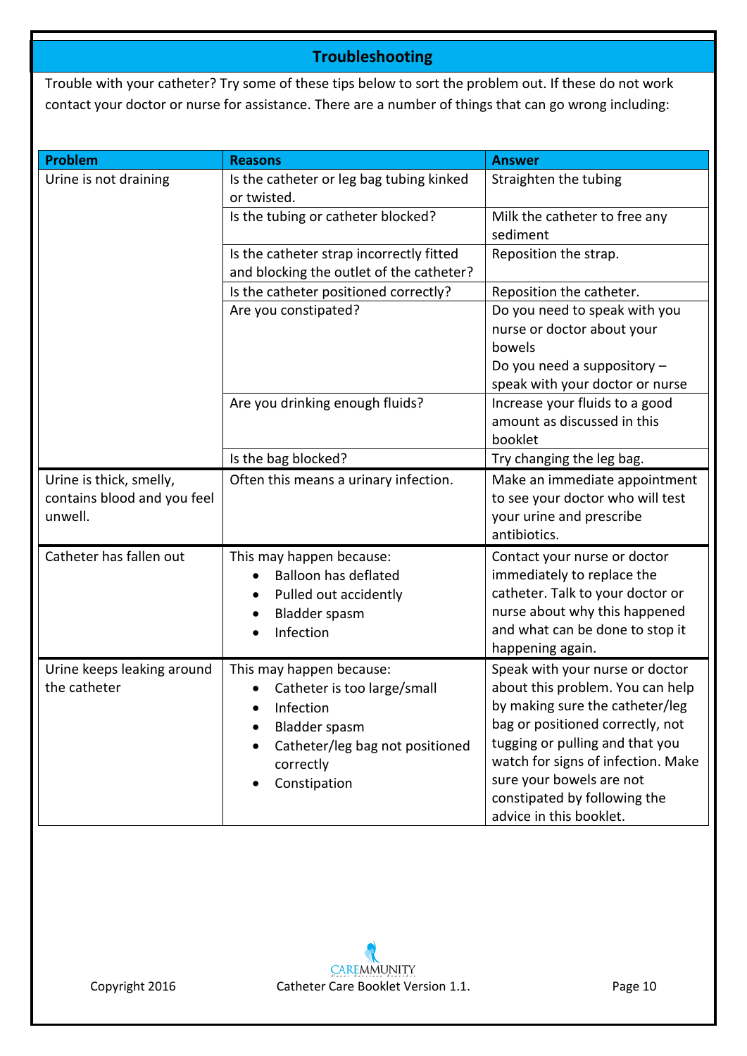## Troubleshooting

Trouble with your catheter? Try some of these tips below to sort the problem out. If these do not work contact your doctor or nurse for assistance. There are a number of things that can go wrong including:

| Problem | Reasons | Answer |
|---|---|---|
| Urine is not draining | Is the catheter or leg bag tubing kinked or twisted. | Straighten the tubing |
| | Is the tubing or catheter blocked? | Milk the catheter to free any sediment |
| | Is the catheter strap incorrectly fitted and blocking the outlet of the catheter? | Reposition the strap. |
| | Is the catheter positioned correctly? | Reposition the catheter. |
| | Are you constipated? | Do you need to speak with you nurse or doctor about your bowels<br>Do you need a suppository – speak with your doctor or nurse |
| | Are you drinking enough fluids? | Increase your fluids to a good amount as discussed in this booklet |
| | Is the bag blocked? | Try changing the leg bag. |
| Urine is thick, smelly, contains blood and you feel unwell. | Often this means a urinary infection. | Make an immediate appointment to see your doctor who will test your urine and prescribe antibiotics. |
| Catheter has fallen out | This may happen because:<br>• Balloon has deflated<br>• Pulled out accidently<br>• Bladder spasm<br>• Infection | Contact your nurse or doctor immediately to replace the catheter. Talk to your doctor or nurse about why this happened and what can be done to stop it happening again. |
| Urine keeps leaking around the catheter | This may happen because:<br>• Catheter is too large/small<br>• Infection<br>• Bladder spasm<br>• Catheter/leg bag not positioned correctly<br>• Constipation | Speak with your nurse or doctor about this problem. You can help by making sure the catheter/leg bag or positioned correctly, not tugging or pulling and that you watch for signs of infection. Make sure your bowels are not constipated by following the advice in this booklet. |